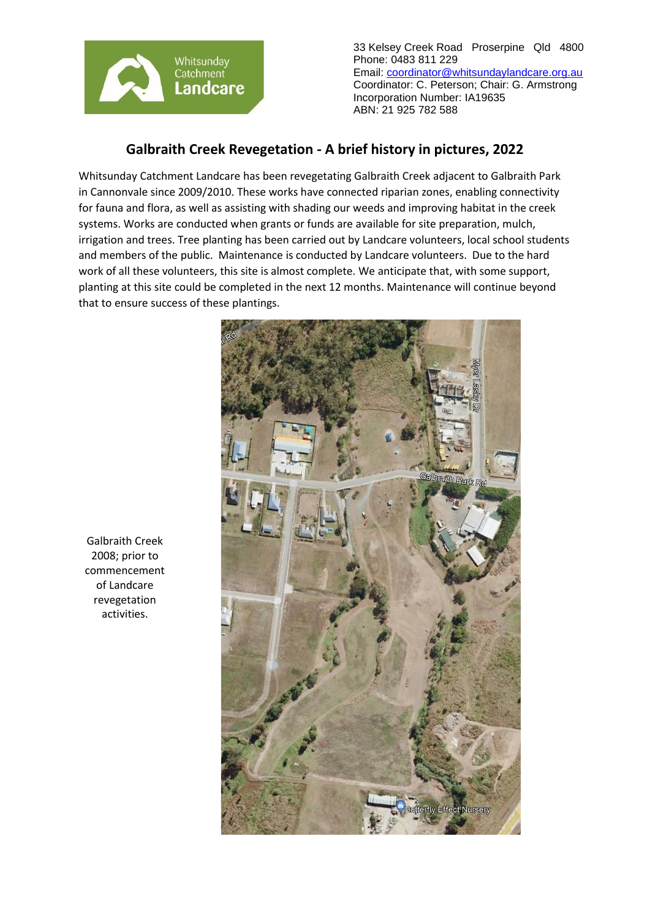Whitsunday Catchment Landcare

33 Kelsey Creek Road Proserpine Qld 4800
Phone: 0483 811 229
Email: coordinator@whitsundaylandcare.org.au
Coordinator: C. Peterson; Chair: G. Armstrong
Incorporation Number: IA19635
ABN: 21 925 782 588

# Galbraith Creek Revegetation - A brief history in pictures, 2022

Whitsunday Catchment Landcare has been revegetating Galbraith Creek adjacent to Galbraith Park in Cannonvale since 2009/2010. These works have connected riparian zones, enabling connectivity for fauna and flora, as well as assisting with shading our weeds and improving habitat in the creek systems. Works are conducted when grants or funds are available for site preparation, mulch, irrigation and trees. Tree planting has been carried out by Landcare volunteers, local school students and members of the public. Maintenance is conducted by Landcare volunteers. Due to the hard work of all these volunteers, this site is almost complete. We anticipate that, with some support, planting at this site could be completed in the next 12 months. Maintenance will continue beyond that to ensure success of these plantings.

Galbraith Creek 2008; prior to commencement of Landcare revegetation activities.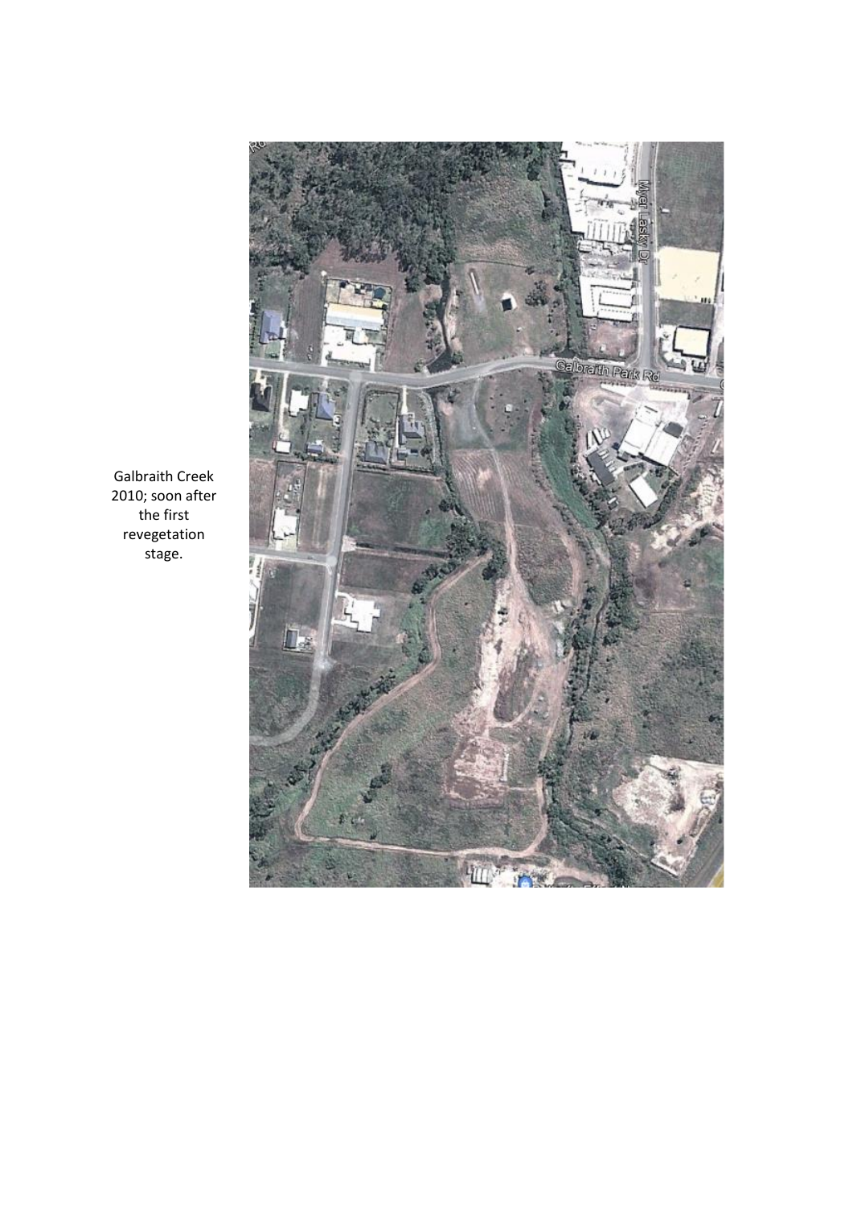Galbraith Creek 2010; soon after the first revegetation stage.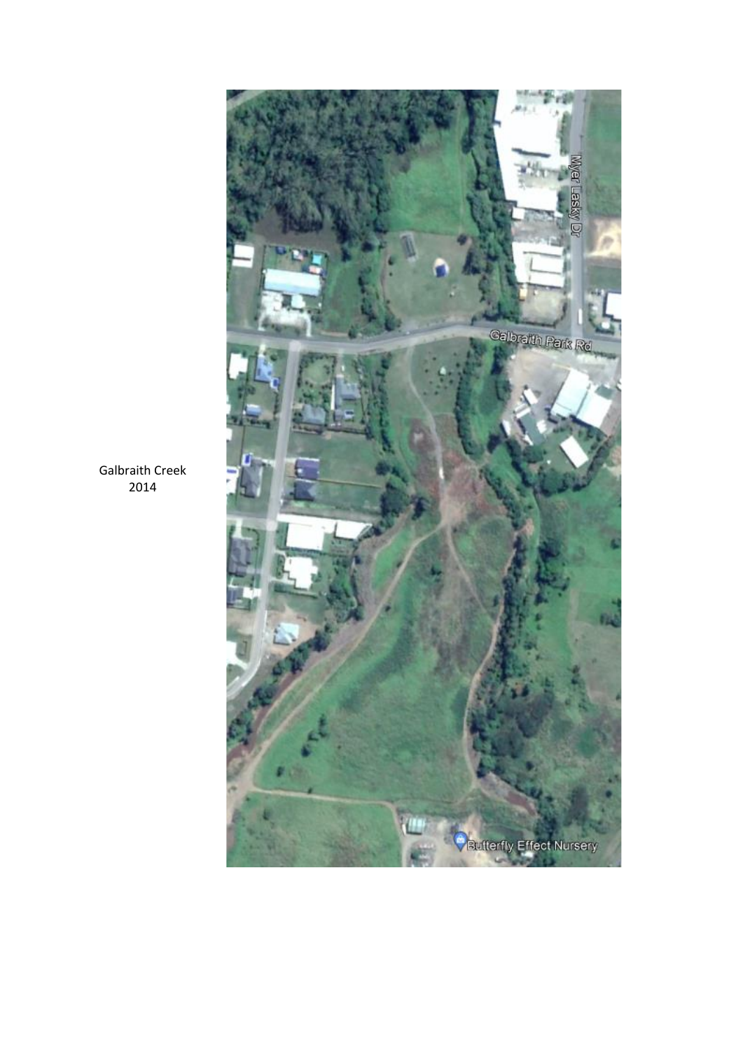Galbraith Creek
2014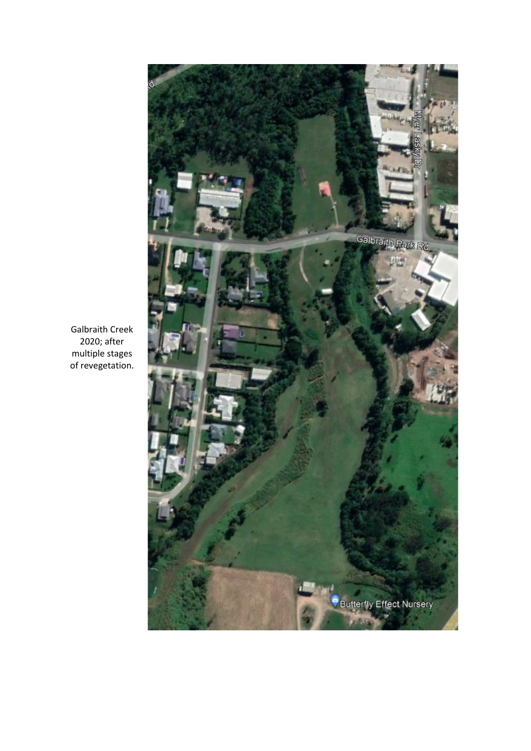Galbraith Creek 2020; after multiple stages of revegetation.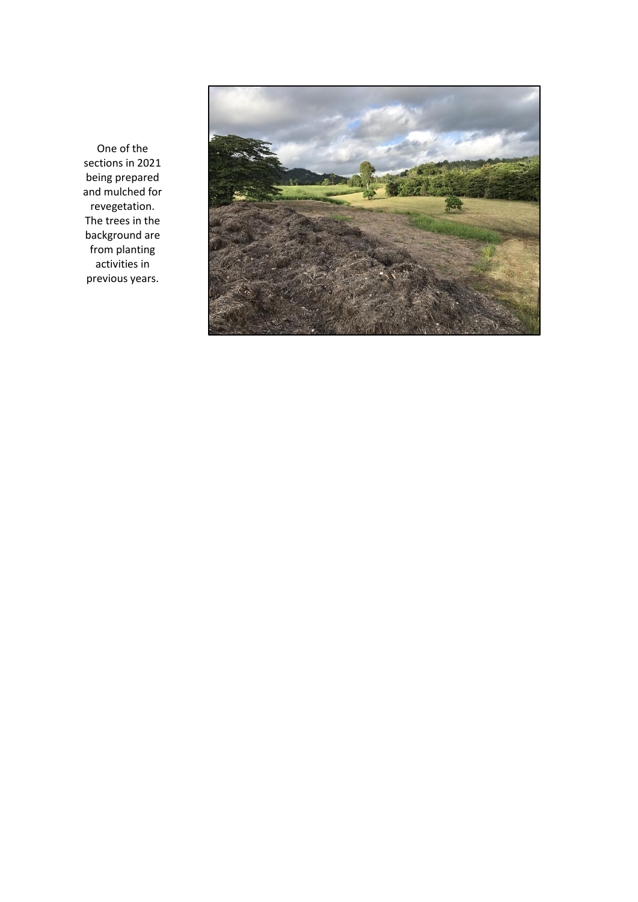One of the sections in 2021 being prepared and mulched for revegetation. The trees in the background are from planting activities in previous years.